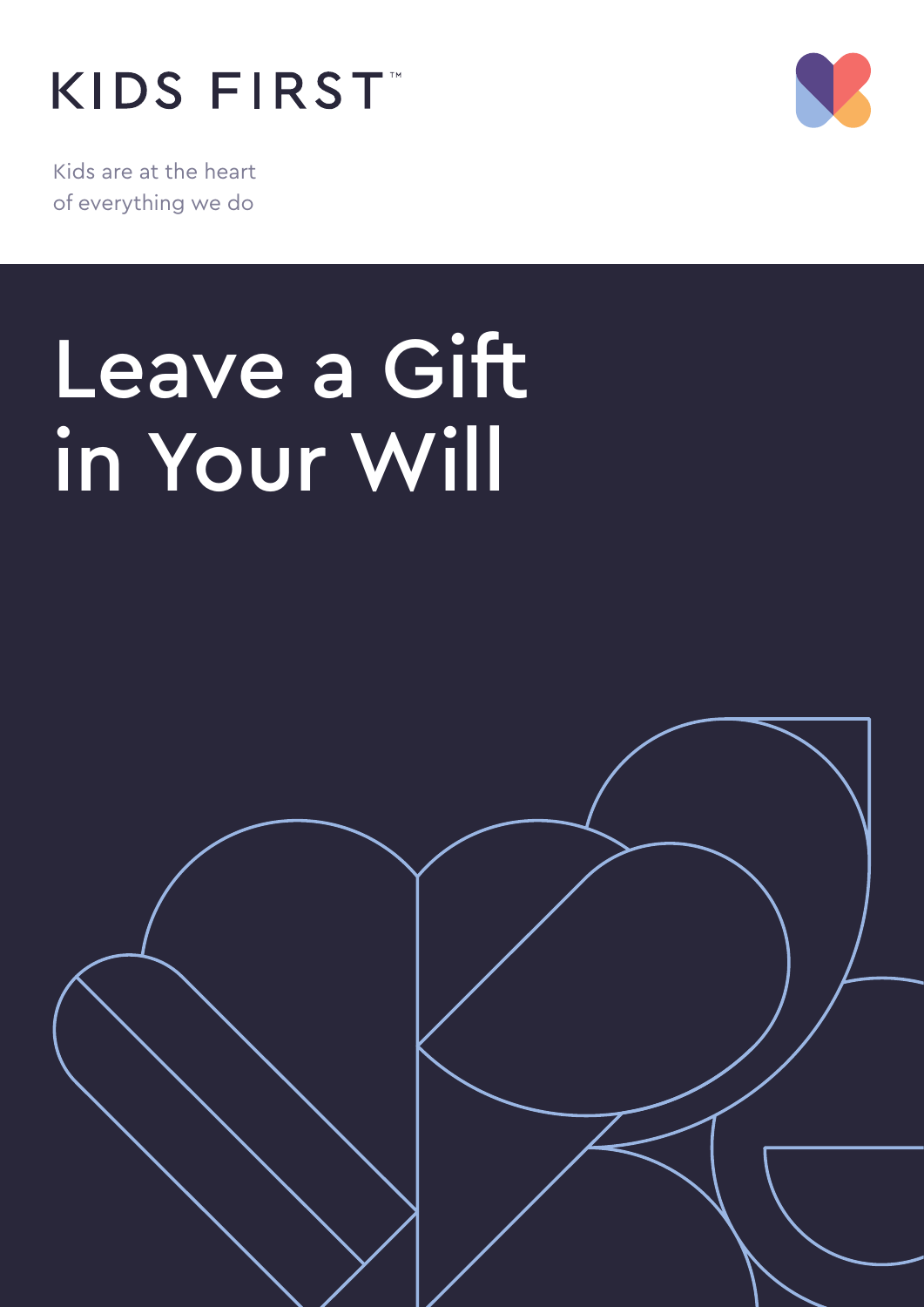KIDS FIRST™

Kids are at the heart of everything we do

# Leave a Gift in Your Will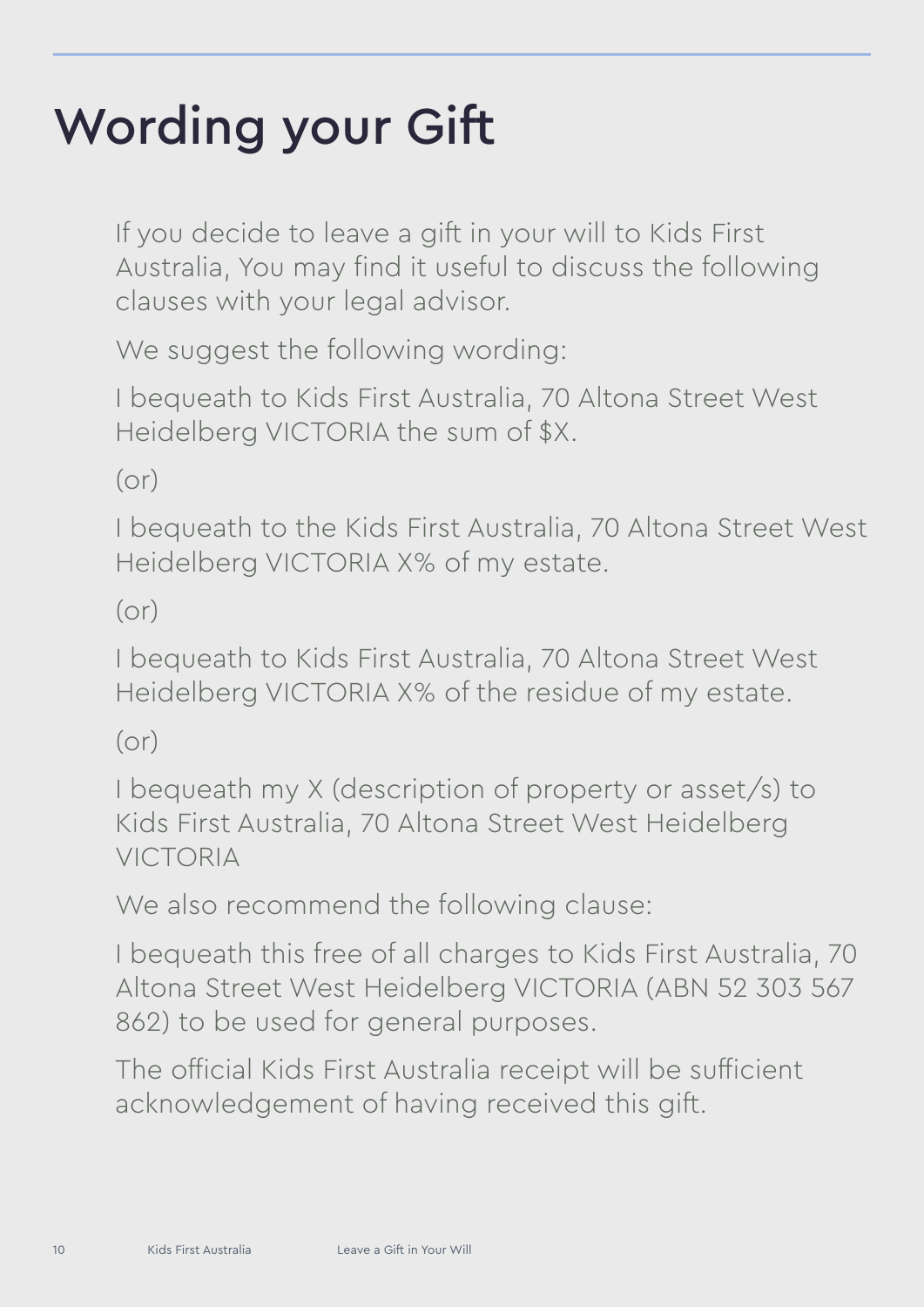# Wording your Gift

If you decide to leave a gift in your will to Kids First Australia, You may find it useful to discuss the following clauses with your legal advisor.

We suggest the following wording:

I bequeath to Kids First Australia, 70 Altona Street West Heidelberg VICTORIA the sum of $X.

(or)

I bequeath to the Kids First Australia, 70 Altona Street West Heidelberg VICTORIA X% of my estate.

(or)

I bequeath to Kids First Australia, 70 Altona Street West Heidelberg VICTORIA X% of the residue of my estate.

(or)

I bequeath my X (description of property or asset/s) to Kids First Australia, 70 Altona Street West Heidelberg VICTORIA

We also recommend the following clause:

I bequeath this free of all charges to Kids First Australia, 70 Altona Street West Heidelberg VICTORIA (ABN 52 303 567 862) to be used for general purposes.

The official Kids First Australia receipt will be sufficient acknowledgement of having received this gift.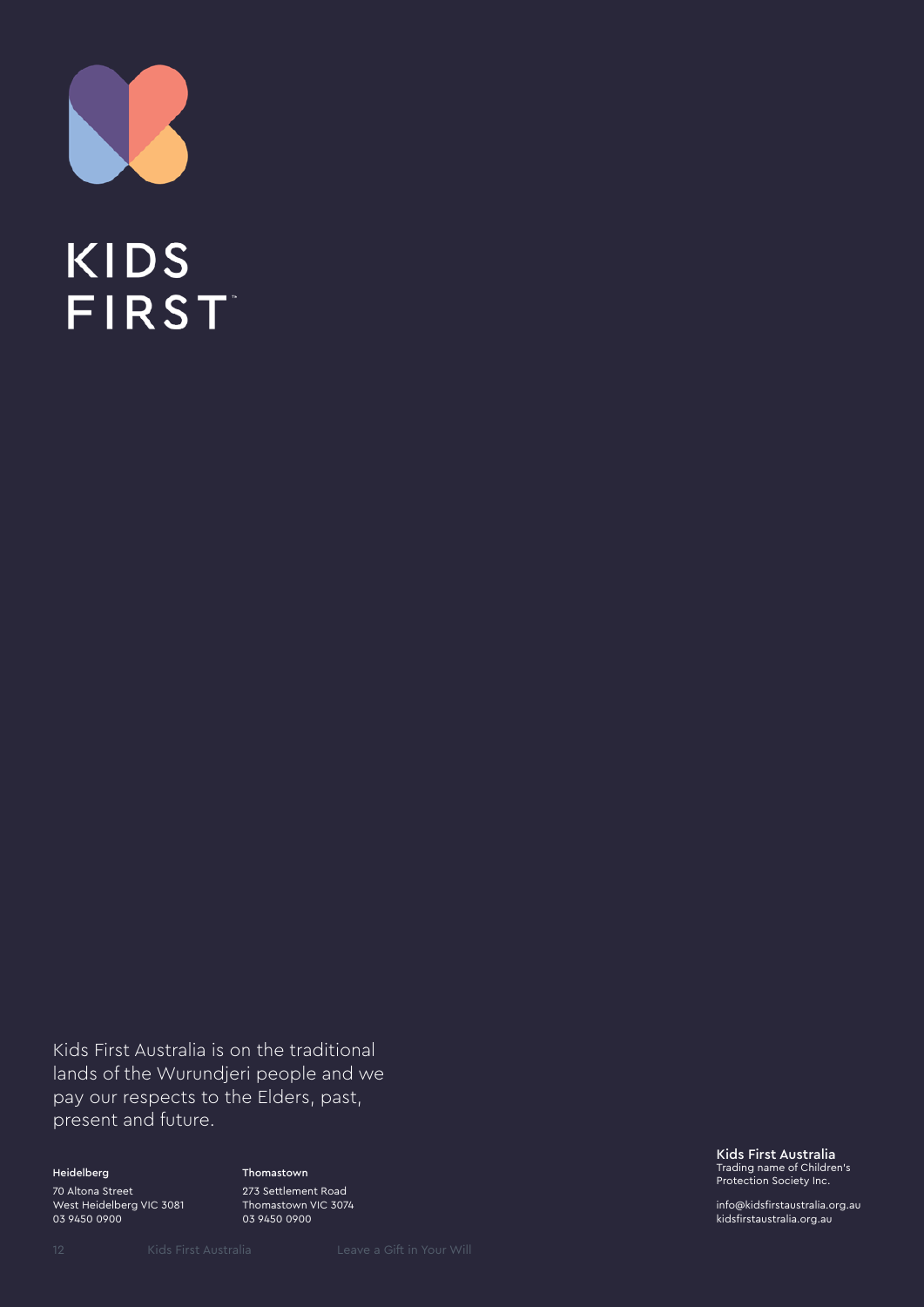KIDS
FIRST™

Kids First Australia is on the traditional lands of the Wurundjeri people and we pay our respects to the Elders, past, present and future.

**Heidelberg**
70 Altona Street
West Heidelberg VIC 3081
03 9450 0900

**Thomastown**
273 Settlement Road
Thomastown VIC 3074
03 9450 0900

**Kids First Australia**
Trading name of Children's Protection Society Inc.

info@kidsfirstaustralia.org.au
kidsfirstaustralia.org.au